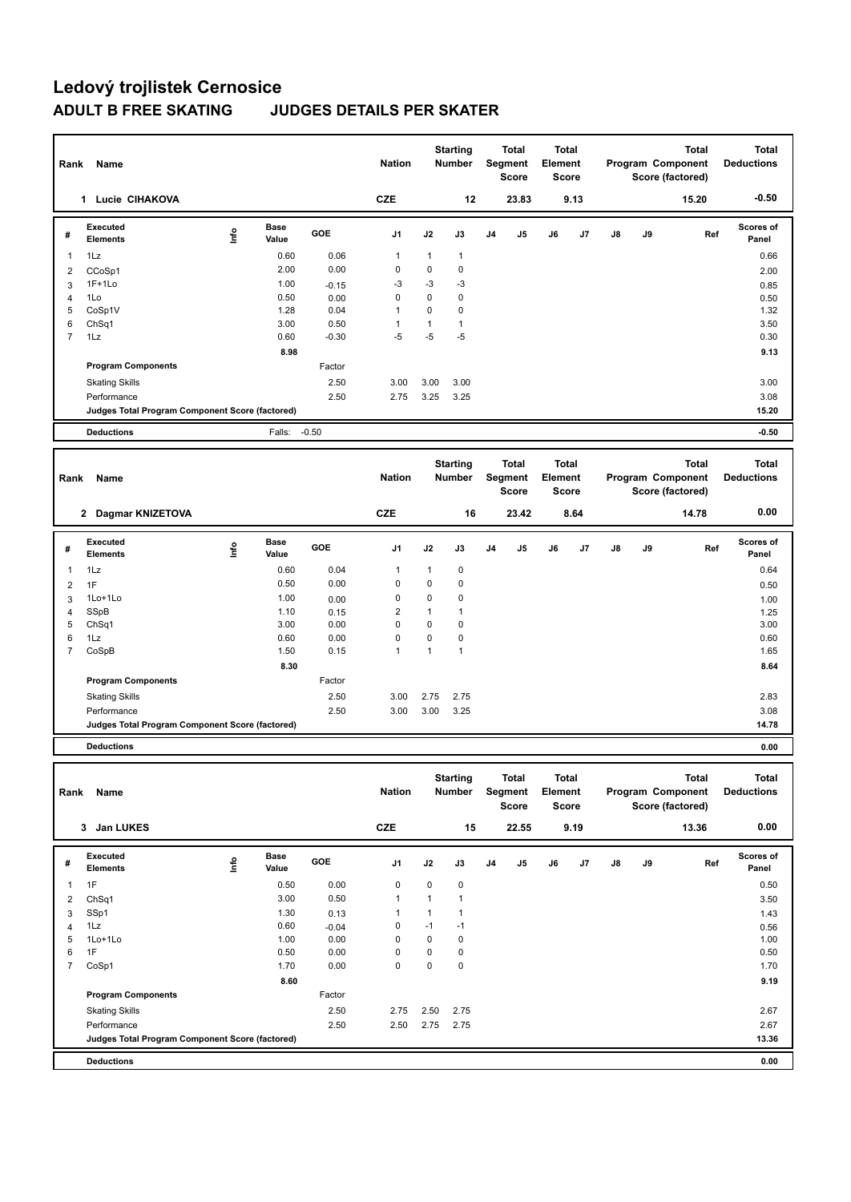# Ledový trojlistek Cernosice

## ADULT B FREE SKATING JUDGES DETAILS PER SKATER

| Rank | Name | Nation | Starting Number | Total Segment Score | Total Element Score | Total Program Component Score (factored) | Total Deductions |
|---|---|---|---|---|---|---|---|
| 1 | Lucie CIHAKOVA | CZE | 12 | 23.83 | 9.13 | 15.20 | -0.50 |

| # | Executed Elements | Info | Base Value | GOE | J1 | J2 | J3 | J4 | J5 | J6 | J7 | J8 | J9 | Ref | Scores of Panel |
|---|---|---|---|---|---|---|---|---|---|---|---|---|---|---|---|
| 1 | 1Lz | | 0.60 | 0.06 | 1 | 1 | 1 | | | | | | | | 0.66 |
| 2 | CCoSp1 | | 2.00 | 0.00 | 0 | 0 | 0 | | | | | | | | 2.00 |
| 3 | 1F+1Lo | | 1.00 | -0.15 | -3 | -3 | -3 | | | | | | | | 0.85 |
| 4 | 1Lo | | 0.50 | 0.00 | 0 | 0 | 0 | | | | | | | | 0.50 |
| 5 | CoSp1V | | 1.28 | 0.04 | 1 | 0 | 0 | | | | | | | | 1.32 |
| 6 | ChSq1 | | 3.00 | 0.50 | 1 | 1 | 1 | | | | | | | | 3.50 |
| 7 | 1Lz | | 0.60 | -0.30 | -5 | -5 | -5 | | | | | | | | 0.30 |
| | | | 8.98 | | | | | | | | | | | | 9.13 |
| | **Program Components** | | | Factor | | | | | | | | | | | |
| | Skating Skills | | | 2.50 | 3.00 | 3.00 | 3.00 | | | | | | | | 3.00 |
| | Performance | | | 2.50 | 2.75 | 3.25 | 3.25 | | | | | | | | 3.08 |
| | **Judges Total Program Component Score (factored)** | | | | | | | | | | | | | | 15.20 |
| | **Deductions** | | Falls: | -0.50 | | | | | | | | | | | -0.50 |

| Rank | Name | Nation | Starting Number | Total Segment Score | Total Element Score | Total Program Component Score (factored) | Total Deductions |
|---|---|---|---|---|---|---|---|
| 2 | Dagmar KNIZETOVA | CZE | 16 | 23.42 | 8.64 | 14.78 | 0.00 |

| # | Executed Elements | Info | Base Value | GOE | J1 | J2 | J3 | J4 | J5 | J6 | J7 | J8 | J9 | Ref | Scores of Panel |
|---|---|---|---|---|---|---|---|---|---|---|---|---|---|---|---|
| 1 | 1Lz | | 0.60 | 0.04 | 1 | 1 | 0 | | | | | | | | 0.64 |
| 2 | 1F | | 0.50 | 0.00 | 0 | 0 | 0 | | | | | | | | 0.50 |
| 3 | 1Lo+1Lo | | 1.00 | 0.00 | 0 | 0 | 0 | | | | | | | | 1.00 |
| 4 | SSpB | | 1.10 | 0.15 | 2 | 1 | 1 | | | | | | | | 1.25 |
| 5 | ChSq1 | | 3.00 | 0.00 | 0 | 0 | 0 | | | | | | | | 3.00 |
| 6 | 1Lz | | 0.60 | 0.00 | 0 | 0 | 0 | | | | | | | | 0.60 |
| 7 | CoSpB | | 1.50 | 0.15 | 1 | 1 | 1 | | | | | | | | 1.65 |
| | | | 8.30 | | | | | | | | | | | | 8.64 |
| | **Program Components** | | | Factor | | | | | | | | | | | |
| | Skating Skills | | | 2.50 | 3.00 | 2.75 | 2.75 | | | | | | | | 2.83 |
| | Performance | | | 2.50 | 3.00 | 3.00 | 3.25 | | | | | | | | 3.08 |
| | **Judges Total Program Component Score (factored)** | | | | | | | | | | | | | | 14.78 |
| | **Deductions** | | | | | | | | | | | | | | 0.00 |

| Rank | Name | Nation | Starting Number | Total Segment Score | Total Element Score | Total Program Component Score (factored) | Total Deductions |
|---|---|---|---|---|---|---|---|
| 3 | Jan LUKES | CZE | 15 | 22.55 | 9.19 | 13.36 | 0.00 |

| # | Executed Elements | Info | Base Value | GOE | J1 | J2 | J3 | J4 | J5 | J6 | J7 | J8 | J9 | Ref | Scores of Panel |
|---|---|---|---|---|---|---|---|---|---|---|---|---|---|---|---|
| 1 | 1F | | 0.50 | 0.00 | 0 | 0 | 0 | | | | | | | | 0.50 |
| 2 | ChSq1 | | 3.00 | 0.50 | 1 | 1 | 1 | | | | | | | | 3.50 |
| 3 | SSp1 | | 1.30 | 0.13 | 1 | 1 | 1 | | | | | | | | 1.43 |
| 4 | 1Lz | | 0.60 | -0.04 | 0 | -1 | -1 | | | | | | | | 0.56 |
| 5 | 1Lo+1Lo | | 1.00 | 0.00 | 0 | 0 | 0 | | | | | | | | 1.00 |
| 6 | 1F | | 0.50 | 0.00 | 0 | 0 | 0 | | | | | | | | 0.50 |
| 7 | CoSp1 | | 1.70 | 0.00 | 0 | 0 | 0 | | | | | | | | 1.70 |
| | | | 8.60 | | | | | | | | | | | | 9.19 |
| | **Program Components** | | | Factor | | | | | | | | | | | |
| | Skating Skills | | | 2.50 | 2.75 | 2.50 | 2.75 | | | | | | | | 2.67 |
| | Performance | | | 2.50 | 2.50 | 2.75 | 2.75 | | | | | | | | 2.67 |
| | **Judges Total Program Component Score (factored)** | | | | | | | | | | | | | | 13.36 |
| | **Deductions** | | | | | | | | | | | | | | 0.00 |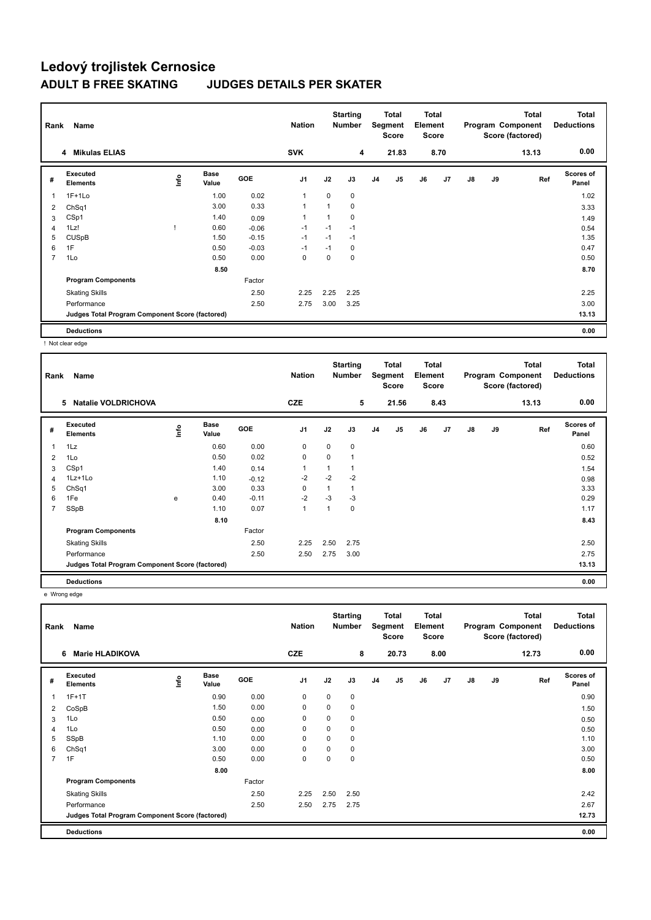# Ledový trojlistek Cernosice

## ADULT B FREE SKATING JUDGES DETAILS PER SKATER

| Rank | Name | Nation | Starting Number | Total Segment Score | Total Element Score | Total Program Component Score (factored) | Total Deductions |
|---|---|---|---|---|---|---|---|
| 4 | Mikulas ELIAS | SVK | 4 | 21.83 | 8.70 | 13.13 | 0.00 |

| # | Executed Elements | Info | Base Value | GOE | J1 | J2 | J3 | J4 | J5 | J6 | J7 | J8 | J9 | Ref | Scores of Panel |
|---|---|---|---|---|---|---|---|---|---|---|---|---|---|---|---|
| 1 | 1F+1Lo | | 1.00 | 0.02 | 1 | 0 | 0 | | | | | | | | 1.02 |
| 2 | ChSq1 | | 3.00 | 0.33 | 1 | 1 | 0 | | | | | | | | 3.33 |
| 3 | CSp1 | | 1.40 | 0.09 | 1 | 1 | 0 | | | | | | | | 1.49 |
| 4 | 1Lz! | ! | 0.60 | -0.06 | -1 | -1 | -1 | | | | | | | | 0.54 |
| 5 | CUSpB | | 1.50 | -0.15 | -1 | -1 | -1 | | | | | | | | 1.35 |
| 6 | 1F | | 0.50 | -0.03 | -1 | -1 | 0 | | | | | | | | 0.47 |
| 7 | 1Lo | | 0.50 | 0.00 | 0 | 0 | 0 | | | | | | | | 0.50 |
| | | | 8.50 | | | | | | | | | | | | 8.70 |
| | Program Components | | | Factor | | | | | | | | | | | |
| | Skating Skills | | | 2.50 | 2.25 | 2.25 | 2.25 | | | | | | | | 2.25 |
| | Performance | | | 2.50 | 2.75 | 3.00 | 3.25 | | | | | | | | 3.00 |
| | Judges Total Program Component Score (factored) | | | | | | | | | | | | | | 13.13 |
| | Deductions | | | | | | | | | | | | | | 0.00 |

! Not clear edge

| Rank | Name | Nation | Starting Number | Total Segment Score | Total Element Score | Total Program Component Score (factored) | Total Deductions |
|---|---|---|---|---|---|---|---|
| 5 | Natalie VOLDRICHOVA | CZE | 5 | 21.56 | 8.43 | 13.13 | 0.00 |

| # | Executed Elements | Info | Base Value | GOE | J1 | J2 | J3 | J4 | J5 | J6 | J7 | J8 | J9 | Ref | Scores of Panel |
|---|---|---|---|---|---|---|---|---|---|---|---|---|---|---|---|
| 1 | 1Lz | | 0.60 | 0.00 | 0 | 0 | 0 | | | | | | | | 0.60 |
| 2 | 1Lo | | 0.50 | 0.02 | 0 | 0 | 1 | | | | | | | | 0.52 |
| 3 | CSp1 | | 1.40 | 0.14 | 1 | 1 | 1 | | | | | | | | 1.54 |
| 4 | 1Lz+1Lo | | 1.10 | -0.12 | -2 | -2 | -2 | | | | | | | | 0.98 |
| 5 | ChSq1 | | 3.00 | 0.33 | 0 | 1 | 1 | | | | | | | | 3.33 |
| 6 | 1Fe | e | 0.40 | -0.11 | -2 | -3 | -3 | | | | | | | | 0.29 |
| 7 | SSpB | | 1.10 | 0.07 | 1 | 1 | 0 | | | | | | | | 1.17 |
| | | | 8.10 | | | | | | | | | | | | 8.43 |
| | Program Components | | | Factor | | | | | | | | | | | |
| | Skating Skills | | | 2.50 | 2.25 | 2.50 | 2.75 | | | | | | | | 2.50 |
| | Performance | | | 2.50 | 2.50 | 2.75 | 3.00 | | | | | | | | 2.75 |
| | Judges Total Program Component Score (factored) | | | | | | | | | | | | | | 13.13 |
| | Deductions | | | | | | | | | | | | | | 0.00 |

e Wrong edge

| Rank | Name | Nation | Starting Number | Total Segment Score | Total Element Score | Total Program Component Score (factored) | Total Deductions |
|---|---|---|---|---|---|---|---|
| 6 | Marie HLADIKOVA | CZE | 8 | 20.73 | 8.00 | 12.73 | 0.00 |

| # | Executed Elements | Info | Base Value | GOE | J1 | J2 | J3 | J4 | J5 | J6 | J7 | J8 | J9 | Ref | Scores of Panel |
|---|---|---|---|---|---|---|---|---|---|---|---|---|---|---|---|
| 1 | 1F+1T | | 0.90 | 0.00 | 0 | 0 | 0 | | | | | | | | 0.90 |
| 2 | CoSpB | | 1.50 | 0.00 | 0 | 0 | 0 | | | | | | | | 1.50 |
| 3 | 1Lo | | 0.50 | 0.00 | 0 | 0 | 0 | | | | | | | | 0.50 |
| 4 | 1Lo | | 0.50 | 0.00 | 0 | 0 | 0 | | | | | | | | 0.50 |
| 5 | SSpB | | 1.10 | 0.00 | 0 | 0 | 0 | | | | | | | | 1.10 |
| 6 | ChSq1 | | 3.00 | 0.00 | 0 | 0 | 0 | | | | | | | | 3.00 |
| 7 | 1F | | 0.50 | 0.00 | 0 | 0 | 0 | | | | | | | | 0.50 |
| | | | 8.00 | | | | | | | | | | | | 8.00 |
| | Program Components | | | Factor | | | | | | | | | | | |
| | Skating Skills | | | 2.50 | 2.25 | 2.50 | 2.50 | | | | | | | | 2.42 |
| | Performance | | | 2.50 | 2.50 | 2.75 | 2.75 | | | | | | | | 2.67 |
| | Judges Total Program Component Score (factored) | | | | | | | | | | | | | | 12.73 |
| | Deductions | | | | | | | | | | | | | | 0.00 |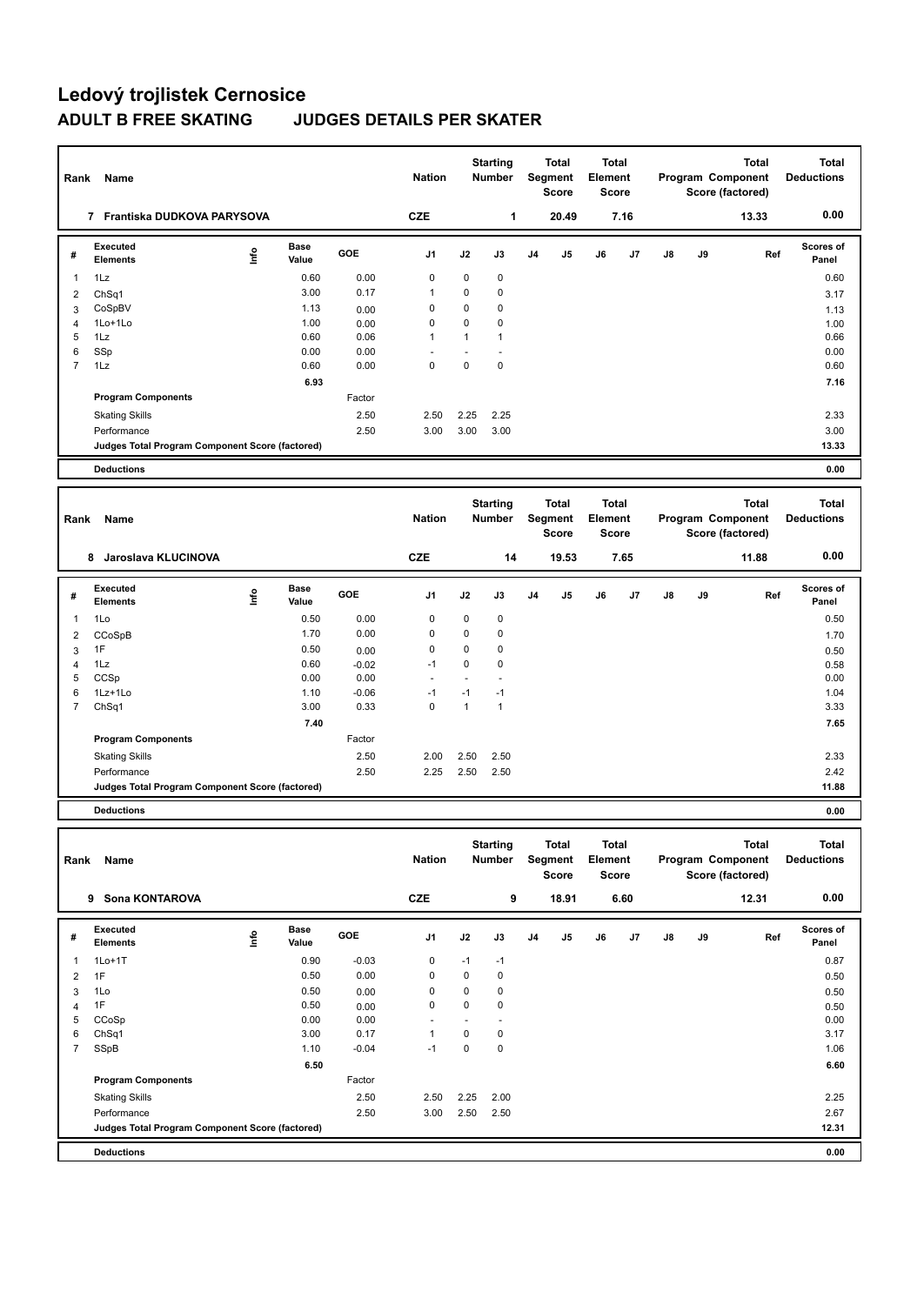# Ledový trojlistek Cernosice

## ADULT B FREE SKATING JUDGES DETAILS PER SKATER

| Rank | Name | Nation | Starting Number | Total Segment Score | Total Element Score | Total Program Component Score (factored) | Total Deductions |
|---|---|---|---|---|---|---|---|
| 7 | Frantiska DUDKOVA PARYSOVA | CZE | 1 | 20.49 | 7.16 | 13.33 | 0.00 |

| # | Executed Elements | Info | Base Value | GOE | J1 | J2 | J3 | J4 | J5 | J6 | J7 | J8 | J9 | Ref | Scores of Panel |
|---|---|---|---|---|---|---|---|---|---|---|---|---|---|---|---|
| 1 | 1Lz | | 0.60 | 0.00 | 0 | 0 | 0 | | | | | | | | 0.60 |
| 2 | ChSq1 | | 3.00 | 0.17 | 1 | 0 | 0 | | | | | | | | 3.17 |
| 3 | CoSpBV | | 1.13 | 0.00 | 0 | 0 | 0 | | | | | | | | 1.13 |
| 4 | 1Lo+1Lo | | 1.00 | 0.00 | 0 | 0 | 0 | | | | | | | | 1.00 |
| 5 | 1Lz | | 0.60 | 0.06 | 1 | 1 | 1 | | | | | | | | 0.66 |
| 6 | SSp | | 0.00 | 0.00 | - | - | - | | | | | | | | 0.00 |
| 7 | 1Lz | | 0.60 | 0.00 | 0 | 0 | 0 | | | | | | | | 0.60 |
| | | | 6.93 | | | | | | | | | | | | 7.16 |
| | **Program Components** | | | Factor | | | | | | | | | | | |
| | Skating Skills | | | 2.50 | 2.50 | 2.25 | 2.25 | | | | | | | | 2.33 |
| | Performance | | | 2.50 | 3.00 | 3.00 | 3.00 | | | | | | | | 3.00 |
| | **Judges Total Program Component Score (factored)** | | | | | | | | | | | | | | 13.33 |
| | **Deductions** | | | | | | | | | | | | | | 0.00 |

| Rank | Name | Nation | Starting Number | Total Segment Score | Total Element Score | Total Program Component Score (factored) | Total Deductions |
|---|---|---|---|---|---|---|---|
| 8 | Jaroslava KLUCINOVA | CZE | 14 | 19.53 | 7.65 | 11.88 | 0.00 |

| # | Executed Elements | Info | Base Value | GOE | J1 | J2 | J3 | J4 | J5 | J6 | J7 | J8 | J9 | Ref | Scores of Panel |
|---|---|---|---|---|---|---|---|---|---|---|---|---|---|---|---|
| 1 | 1Lo | | 0.50 | 0.00 | 0 | 0 | 0 | | | | | | | | 0.50 |
| 2 | CCoSpB | | 1.70 | 0.00 | 0 | 0 | 0 | | | | | | | | 1.70 |
| 3 | 1F | | 0.50 | 0.00 | 0 | 0 | 0 | | | | | | | | 0.50 |
| 4 | 1Lz | | 0.60 | -0.02 | -1 | 0 | 0 | | | | | | | | 0.58 |
| 5 | CCSp | | 0.00 | 0.00 | - | - | - | | | | | | | | 0.00 |
| 6 | 1Lz+1Lo | | 1.10 | -0.06 | -1 | -1 | -1 | | | | | | | | 1.04 |
| 7 | ChSq1 | | 3.00 | 0.33 | 0 | 1 | 1 | | | | | | | | 3.33 |
| | | | 7.40 | | | | | | | | | | | | 7.65 |
| | **Program Components** | | | Factor | | | | | | | | | | | |
| | Skating Skills | | | 2.50 | 2.00 | 2.50 | 2.50 | | | | | | | | 2.33 |
| | Performance | | | 2.50 | 2.25 | 2.50 | 2.50 | | | | | | | | 2.42 |
| | **Judges Total Program Component Score (factored)** | | | | | | | | | | | | | | 11.88 |
| | **Deductions** | | | | | | | | | | | | | | 0.00 |

| Rank | Name | Nation | Starting Number | Total Segment Score | Total Element Score | Total Program Component Score (factored) | Total Deductions |
|---|---|---|---|---|---|---|---|
| 9 | Sona KONTAROVA | CZE | 9 | 18.91 | 6.60 | 12.31 | 0.00 |

| # | Executed Elements | Info | Base Value | GOE | J1 | J2 | J3 | J4 | J5 | J6 | J7 | J8 | J9 | Ref | Scores of Panel |
|---|---|---|---|---|---|---|---|---|---|---|---|---|---|---|---|
| 1 | 1Lo+1T | | 0.90 | -0.03 | 0 | -1 | -1 | | | | | | | | 0.87 |
| 2 | 1F | | 0.50 | 0.00 | 0 | 0 | 0 | | | | | | | | 0.50 |
| 3 | 1Lo | | 0.50 | 0.00 | 0 | 0 | 0 | | | | | | | | 0.50 |
| 4 | 1F | | 0.50 | 0.00 | 0 | 0 | 0 | | | | | | | | 0.50 |
| 5 | CCoSp | | 0.00 | 0.00 | - | - | - | | | | | | | | 0.00 |
| 6 | ChSq1 | | 3.00 | 0.17 | 1 | 0 | 0 | | | | | | | | 3.17 |
| 7 | SSpB | | 1.10 | -0.04 | -1 | 0 | 0 | | | | | | | | 1.06 |
| | | | 6.50 | | | | | | | | | | | | 6.60 |
| | **Program Components** | | | Factor | | | | | | | | | | | |
| | Skating Skills | | | 2.50 | 2.50 | 2.25 | 2.00 | | | | | | | | 2.25 |
| | Performance | | | 2.50 | 3.00 | 2.50 | 2.50 | | | | | | | | 2.67 |
| | **Judges Total Program Component Score (factored)** | | | | | | | | | | | | | | 12.31 |
| | **Deductions** | | | | | | | | | | | | | | 0.00 |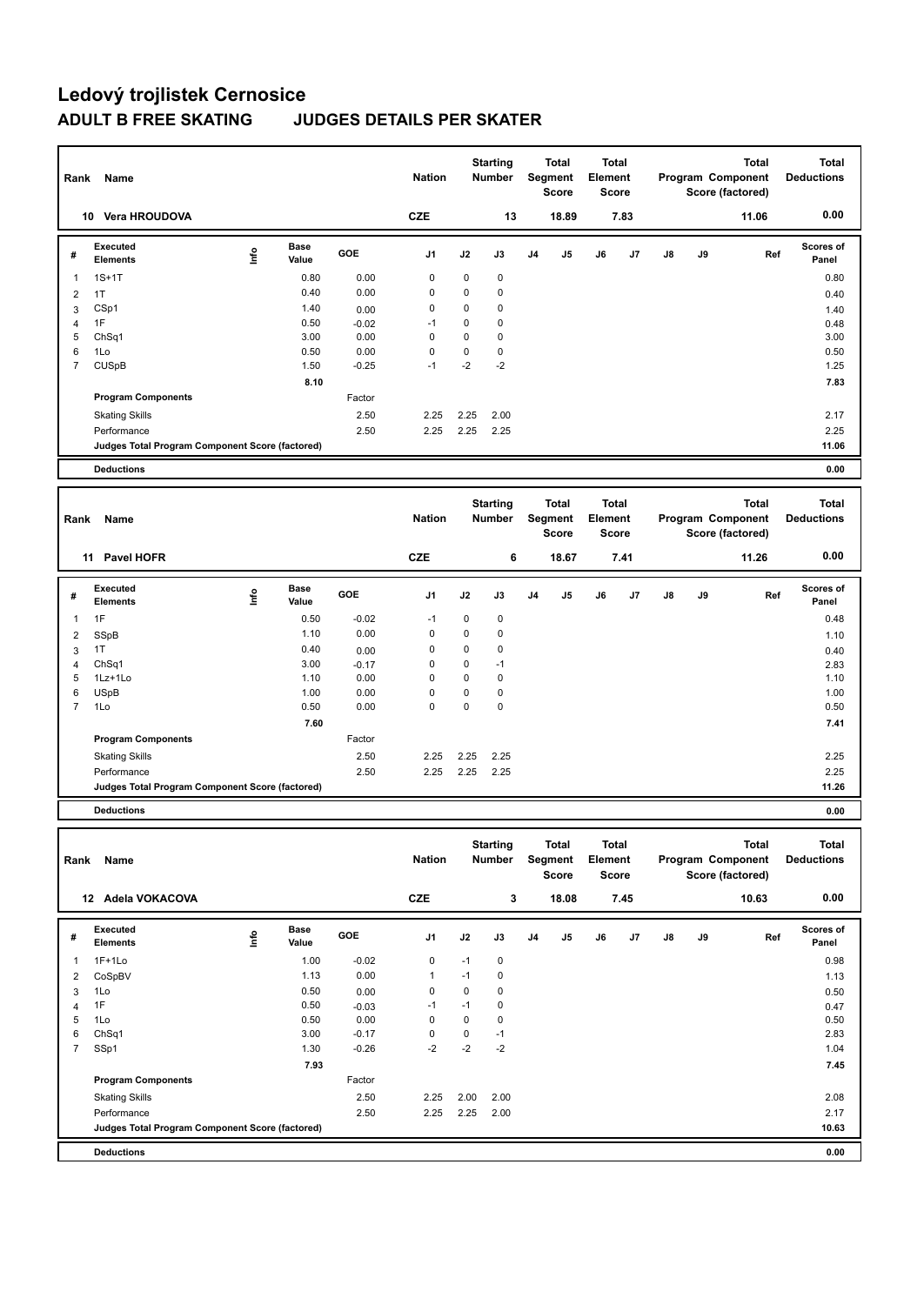# Ledový trojlistek Cernosice

## ADULT B FREE SKATING JUDGES DETAILS PER SKATER

| Rank | Name | Nation | Starting Number | Total Segment Score | Total Element Score | Total Program Component Score (factored) | Total Deductions |
|---|---|---|---|---|---|---|---|
| 10 | Vera HROUDOVA | CZE | 13 | 18.89 | 7.83 | 11.06 | 0.00 |

| # | Executed Elements | Info | Base Value | GOE | J1 | J2 | J3 | J4 | J5 | J6 | J7 | J8 | J9 | Ref | Scores of Panel |
|---|---|---|---|---|---|---|---|---|---|---|---|---|---|---|---|
| 1 | 1S+1T | | 0.80 | 0.00 | 0 | 0 | 0 | | | | | | | | 0.80 |
| 2 | 1T | | 0.40 | 0.00 | 0 | 0 | 0 | | | | | | | | 0.40 |
| 3 | CSp1 | | 1.40 | 0.00 | 0 | 0 | 0 | | | | | | | | 1.40 |
| 4 | 1F | | 0.50 | -0.02 | -1 | 0 | 0 | | | | | | | | 0.48 |
| 5 | ChSq1 | | 3.00 | 0.00 | 0 | 0 | 0 | | | | | | | | 3.00 |
| 6 | 1Lo | | 0.50 | 0.00 | 0 | 0 | 0 | | | | | | | | 0.50 |
| 7 | CUSpB | | 1.50 | -0.25 | -1 | -2 | -2 | | | | | | | | 1.25 |
| | | | 8.10 | | | | | | | | | | | | 7.83 |
| | Program Components | | | Factor | | | | | | | | | | | |
| | Skating Skills | | | 2.50 | 2.25 | 2.25 | 2.00 | | | | | | | | 2.17 |
| | Performance | | | 2.50 | 2.25 | 2.25 | 2.25 | | | | | | | | 2.25 |
| | Judges Total Program Component Score (factored) | | | | | | | | | | | | | | 11.06 |
| | Deductions | | | | | | | | | | | | | | 0.00 |

| Rank | Name | Nation | Starting Number | Total Segment Score | Total Element Score | Total Program Component Score (factored) | Total Deductions |
|---|---|---|---|---|---|---|---|
| 11 | Pavel HOFR | CZE | 6 | 18.67 | 7.41 | 11.26 | 0.00 |

| # | Executed Elements | Info | Base Value | GOE | J1 | J2 | J3 | J4 | J5 | J6 | J7 | J8 | J9 | Ref | Scores of Panel |
|---|---|---|---|---|---|---|---|---|---|---|---|---|---|---|---|
| 1 | 1F | | 0.50 | -0.02 | -1 | 0 | 0 | | | | | | | | 0.48 |
| 2 | SSpB | | 1.10 | 0.00 | 0 | 0 | 0 | | | | | | | | 1.10 |
| 3 | 1T | | 0.40 | 0.00 | 0 | 0 | 0 | | | | | | | | 0.40 |
| 4 | ChSq1 | | 3.00 | -0.17 | 0 | 0 | -1 | | | | | | | | 2.83 |
| 5 | 1Lz+1Lo | | 1.10 | 0.00 | 0 | 0 | 0 | | | | | | | | 1.10 |
| 6 | USpB | | 1.00 | 0.00 | 0 | 0 | 0 | | | | | | | | 1.00 |
| 7 | 1Lo | | 0.50 | 0.00 | 0 | 0 | 0 | | | | | | | | 0.50 |
| | | | 7.60 | | | | | | | | | | | | 7.41 |
| | Program Components | | | Factor | | | | | | | | | | | |
| | Skating Skills | | | 2.50 | 2.25 | 2.25 | 2.25 | | | | | | | | 2.25 |
| | Performance | | | 2.50 | 2.25 | 2.25 | 2.25 | | | | | | | | 2.25 |
| | Judges Total Program Component Score (factored) | | | | | | | | | | | | | | 11.26 |
| | Deductions | | | | | | | | | | | | | | 0.00 |

| Rank | Name | Nation | Starting Number | Total Segment Score | Total Element Score | Total Program Component Score (factored) | Total Deductions |
|---|---|---|---|---|---|---|---|
| 12 | Adela VOKACOVA | CZE | 3 | 18.08 | 7.45 | 10.63 | 0.00 |

| # | Executed Elements | Info | Base Value | GOE | J1 | J2 | J3 | J4 | J5 | J6 | J7 | J8 | J9 | Ref | Scores of Panel |
|---|---|---|---|---|---|---|---|---|---|---|---|---|---|---|---|
| 1 | 1F+1Lo | | 1.00 | -0.02 | 0 | -1 | 0 | | | | | | | | 0.98 |
| 2 | CoSpBV | | 1.13 | 0.00 | 1 | -1 | 0 | | | | | | | | 1.13 |
| 3 | 1Lo | | 0.50 | 0.00 | 0 | 0 | 0 | | | | | | | | 0.50 |
| 4 | 1F | | 0.50 | -0.03 | -1 | -1 | 0 | | | | | | | | 0.47 |
| 5 | 1Lo | | 0.50 | 0.00 | 0 | 0 | 0 | | | | | | | | 0.50 |
| 6 | ChSq1 | | 3.00 | -0.17 | 0 | 0 | -1 | | | | | | | | 2.83 |
| 7 | SSp1 | | 1.30 | -0.26 | -2 | -2 | -2 | | | | | | | | 1.04 |
| | | | 7.93 | | | | | | | | | | | | 7.45 |
| | Program Components | | | Factor | | | | | | | | | | | |
| | Skating Skills | | | 2.50 | 2.25 | 2.00 | 2.00 | | | | | | | | 2.08 |
| | Performance | | | 2.50 | 2.25 | 2.25 | 2.00 | | | | | | | | 2.17 |
| | Judges Total Program Component Score (factored) | | | | | | | | | | | | | | 10.63 |
| | Deductions | | | | | | | | | | | | | | 0.00 |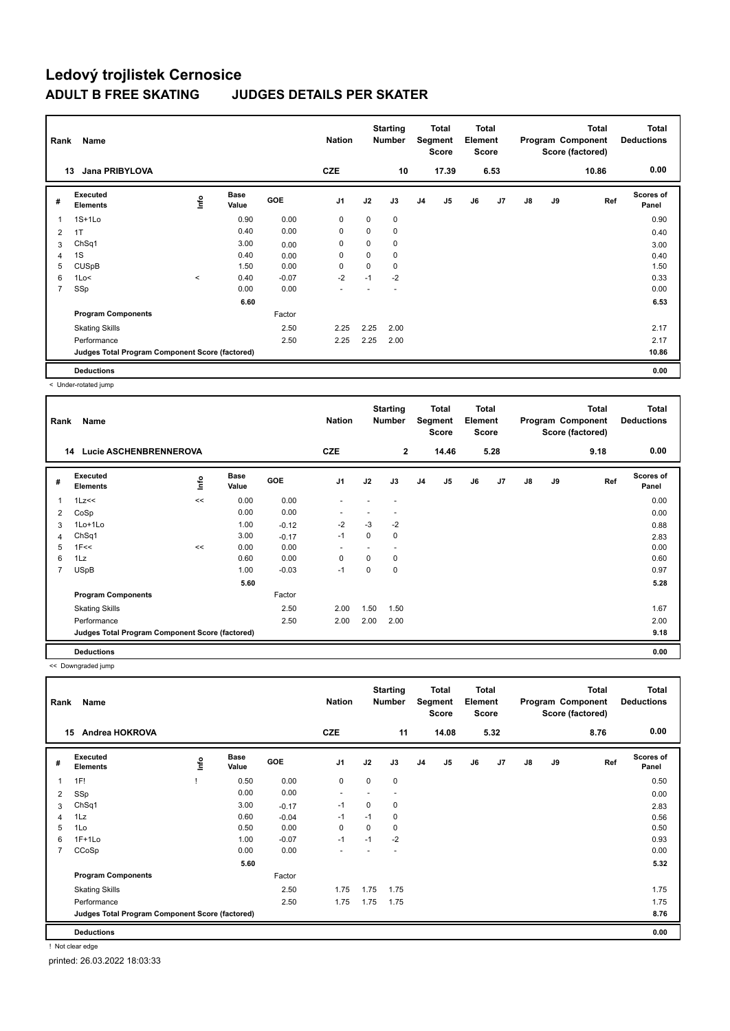# Ledový trojlistek Cernosice

## ADULT B FREE SKATING JUDGES DETAILS PER SKATER

| Rank | Name | Nation | Starting Number | Total Segment Score | Total Element Score | Total Program Component Score (factored) | Total Deductions |
|---|---|---|---|---|---|---|---|
| 13 | Jana PRIBYLOVA | CZE | 10 | 17.39 | 6.53 | 10.86 | 0.00 |

| # | Executed Elements | Info | Base Value | GOE | J1 | J2 | J3 | J4 | J5 | J6 | J7 | J8 | J9 | Ref | Scores of Panel |
|---|---|---|---|---|---|---|---|---|---|---|---|---|---|---|---|
| 1 | 1S+1Lo | | 0.90 | 0.00 | 0 | 0 | 0 | | | | | | | | 0.90 |
| 2 | 1T | | 0.40 | 0.00 | 0 | 0 | 0 | | | | | | | | 0.40 |
| 3 | ChSq1 | | 3.00 | 0.00 | 0 | 0 | 0 | | | | | | | | 3.00 |
| 4 | 1S | | 0.40 | 0.00 | 0 | 0 | 0 | | | | | | | | 0.40 |
| 5 | CUSpB | | 1.50 | 0.00 | 0 | 0 | 0 | | | | | | | | 1.50 |
| 6 | 1Lo< | < | 0.40 | -0.07 | -2 | -1 | -2 | | | | | | | | 0.33 |
| 7 | SSp | | 0.00 | 0.00 | - | - | - | | | | | | | | 0.00 |
| | | | 6.60 | | | | | | | | | | | | 6.53 |
| | Program Components | | | Factor | | | | | | | | | | | |
| | Skating Skills | | | 2.50 | 2.25 | 2.25 | 2.00 | | | | | | | | 2.17 |
| | Performance | | | 2.50 | 2.25 | 2.25 | 2.00 | | | | | | | | 2.17 |
| | Judges Total Program Component Score (factored) | | | | | | | | | | | | | | 10.86 |
| | Deductions | | | | | | | | | | | | | | 0.00 |

< Under-rotated jump

| Rank | Name | Nation | Starting Number | Total Segment Score | Total Element Score | Total Program Component Score (factored) | Total Deductions |
|---|---|---|---|---|---|---|---|
| 14 | Lucie ASCHENBRENNEROVA | CZE | 2 | 14.46 | 5.28 | 9.18 | 0.00 |

| # | Executed Elements | Info | Base Value | GOE | J1 | J2 | J3 | J4 | J5 | J6 | J7 | J8 | J9 | Ref | Scores of Panel |
|---|---|---|---|---|---|---|---|---|---|---|---|---|---|---|---|
| 1 | 1Lz<< | << | 0.00 | 0.00 | - | - | - | | | | | | | | 0.00 |
| 2 | CoSp | | 0.00 | 0.00 | - | - | - | | | | | | | | 0.00 |
| 3 | 1Lo+1Lo | | 1.00 | -0.12 | -2 | -3 | -2 | | | | | | | | 0.88 |
| 4 | ChSq1 | | 3.00 | -0.17 | -1 | 0 | 0 | | | | | | | | 2.83 |
| 5 | 1F<< | << | 0.00 | 0.00 | - | - | - | | | | | | | | 0.00 |
| 6 | 1Lz | | 0.60 | 0.00 | 0 | 0 | 0 | | | | | | | | 0.60 |
| 7 | USpB | | 1.00 | -0.03 | -1 | 0 | 0 | | | | | | | | 0.97 |
| | | | 5.60 | | | | | | | | | | | | 5.28 |
| | Program Components | | | Factor | | | | | | | | | | | |
| | Skating Skills | | | 2.50 | 2.00 | 1.50 | 1.50 | | | | | | | | 1.67 |
| | Performance | | | 2.50 | 2.00 | 2.00 | 2.00 | | | | | | | | 2.00 |
| | Judges Total Program Component Score (factored) | | | | | | | | | | | | | | 9.18 |
| | Deductions | | | | | | | | | | | | | | 0.00 |

<< Downgraded jump

| Rank | Name | Nation | Starting Number | Total Segment Score | Total Element Score | Total Program Component Score (factored) | Total Deductions |
|---|---|---|---|---|---|---|---|
| 15 | Andrea HOKROVA | CZE | 11 | 14.08 | 5.32 | 8.76 | 0.00 |

| # | Executed Elements | Info | Base Value | GOE | J1 | J2 | J3 | J4 | J5 | J6 | J7 | J8 | J9 | Ref | Scores of Panel |
|---|---|---|---|---|---|---|---|---|---|---|---|---|---|---|---|
| 1 | 1F! | ! | 0.50 | 0.00 | 0 | 0 | 0 | | | | | | | | 0.50 |
| 2 | SSp | | 0.00 | 0.00 | - | - | - | | | | | | | | 0.00 |
| 3 | ChSq1 | | 3.00 | -0.17 | -1 | 0 | 0 | | | | | | | | 2.83 |
| 4 | 1Lz | | 0.60 | -0.04 | -1 | -1 | 0 | | | | | | | | 0.56 |
| 5 | 1Lo | | 0.50 | 0.00 | 0 | 0 | 0 | | | | | | | | 0.50 |
| 6 | 1F+1Lo | | 1.00 | -0.07 | -1 | -1 | -2 | | | | | | | | 0.93 |
| 7 | CCoSp | | 0.00 | 0.00 | - | - | - | | | | | | | | 0.00 |
| | | | 5.60 | | | | | | | | | | | | 5.32 |
| | Program Components | | | Factor | | | | | | | | | | | |
| | Skating Skills | | | 2.50 | 1.75 | 1.75 | 1.75 | | | | | | | | 1.75 |
| | Performance | | | 2.50 | 1.75 | 1.75 | 1.75 | | | | | | | | 1.75 |
| | Judges Total Program Component Score (factored) | | | | | | | | | | | | | | 8.76 |
| | Deductions | | | | | | | | | | | | | | 0.00 |

! Not clear edge

printed: 26.03.2022 18:03:33